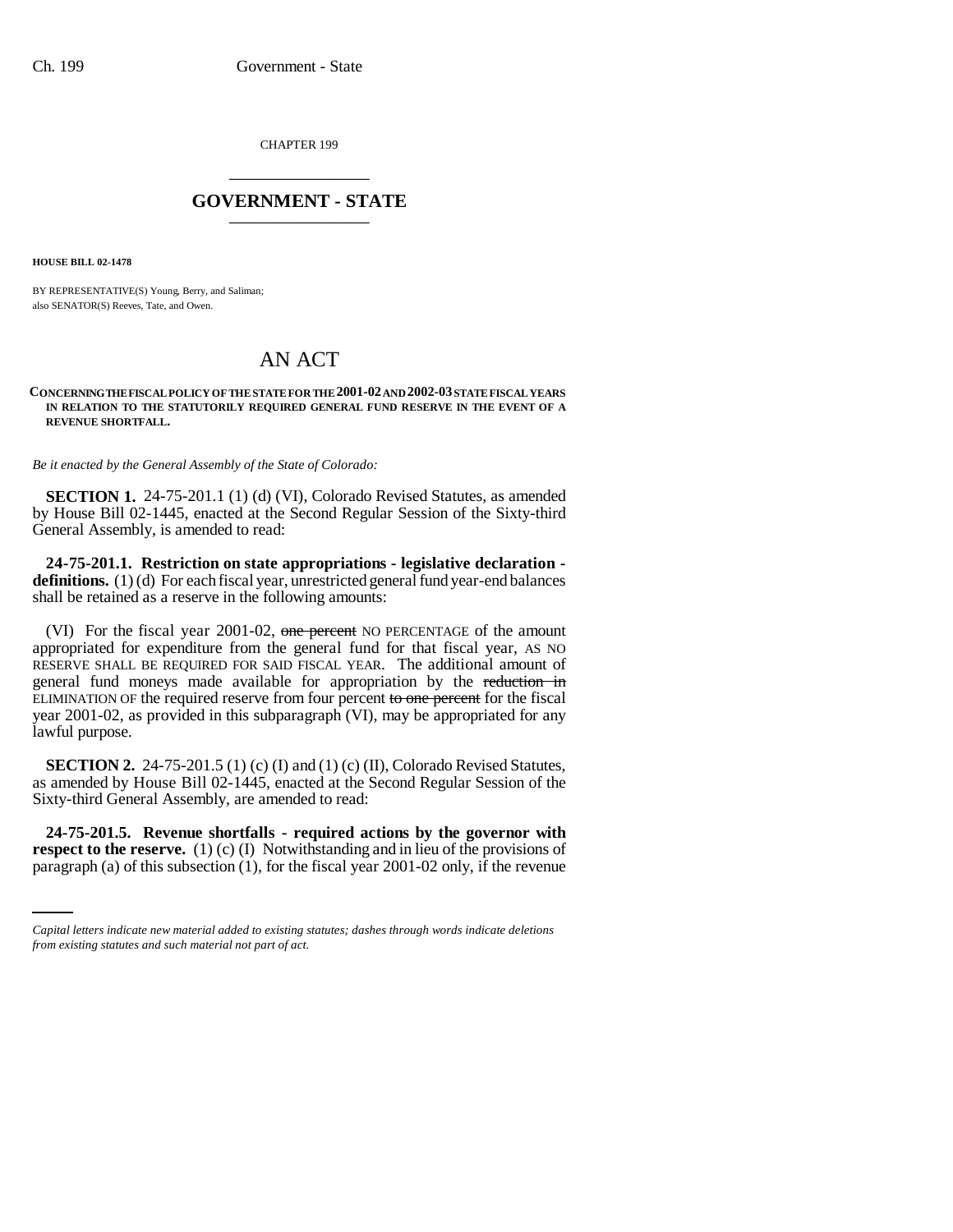CHAPTER 199

# GOVERNMENT - STATE

**HOUSE BILL 02-1478**

BY REPRESENTATIVE(S) Young, Berry, and Saliman;
also SENATOR(S) Reeves, Tate, and Owen.

# AN ACT

**CONCERNING THE FISCAL POLICY OF THE STATE FOR THE 2001-02 AND 2002-03 STATE FISCAL YEARS IN RELATION TO THE STATUTORILY REQUIRED GENERAL FUND RESERVE IN THE EVENT OF A REVENUE SHORTFALL.**

*Be it enacted by the General Assembly of the State of Colorado:*

**SECTION 1.** 24-75-201.1 (1) (d) (VI), Colorado Revised Statutes, as amended by House Bill 02-1445, enacted at the Second Regular Session of the Sixty-third General Assembly, is amended to read:

**24-75-201.1. Restriction on state appropriations - legislative declaration - definitions.** (1) (d) For each fiscal year, unrestricted general fund year-end balances shall be retained as a reserve in the following amounts:

(VI) For the fiscal year 2001-02, ~~one percent~~ NO PERCENTAGE of the amount appropriated for expenditure from the general fund for that fiscal year, AS NO RESERVE SHALL BE REQUIRED FOR SAID FISCAL YEAR. The additional amount of general fund moneys made available for appropriation by the ~~reduction in~~ ELIMINATION OF the required reserve from four percent ~~to one percent~~ for the fiscal year 2001-02, as provided in this subparagraph (VI), may be appropriated for any lawful purpose.

**SECTION 2.** 24-75-201.5 (1) (c) (I) and (1) (c) (II), Colorado Revised Statutes, as amended by House Bill 02-1445, enacted at the Second Regular Session of the Sixty-third General Assembly, are amended to read:

**24-75-201.5. Revenue shortfalls - required actions by the governor with respect to the reserve.** (1) (c) (I) Notwithstanding and in lieu of the provisions of paragraph (a) of this subsection (1), for the fiscal year 2001-02 only, if the revenue

*Capital letters indicate new material added to existing statutes; dashes through words indicate deletions from existing statutes and such material not part of act.*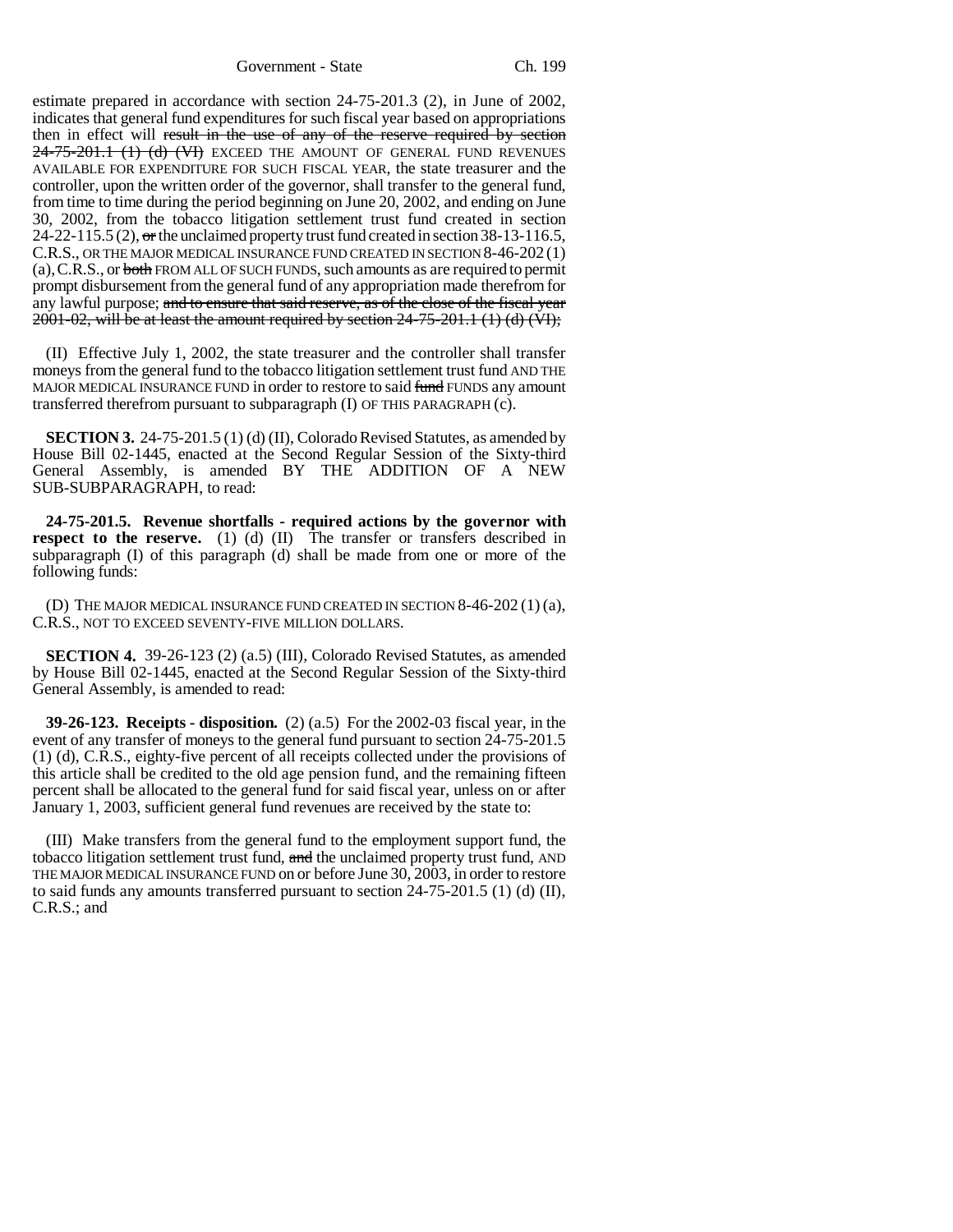estimate prepared in accordance with section 24-75-201.3 (2), in June of 2002, indicates that general fund expenditures for such fiscal year based on appropriations then in effect will ~~result in the use of any of the reserve required by section 24-75-201.1 (1) (d) (VI)~~ EXCEED THE AMOUNT OF GENERAL FUND REVENUES AVAILABLE FOR EXPENDITURE FOR SUCH FISCAL YEAR, the state treasurer and the controller, upon the written order of the governor, shall transfer to the general fund, from time to time during the period beginning on June 20, 2002, and ending on June 30, 2002, from the tobacco litigation settlement trust fund created in section 24-22-115.5 (2), ~~or~~ the unclaimed property trust fund created in section 38-13-116.5, C.R.S., OR THE MAJOR MEDICAL INSURANCE FUND CREATED IN SECTION 8-46-202 (1) (a), C.R.S., or ~~both~~ FROM ALL OF SUCH FUNDS, such amounts as are required to permit prompt disbursement from the general fund of any appropriation made therefrom for any lawful purpose; ~~and to ensure that said reserve, as of the close of the fiscal year 2001-02, will be at least the amount required by section 24-75-201.1 (1) (d) (VI);~~

(II) Effective July 1, 2002, the state treasurer and the controller shall transfer moneys from the general fund to the tobacco litigation settlement trust fund AND THE MAJOR MEDICAL INSURANCE FUND in order to restore to said ~~fund~~ FUNDS any amount transferred therefrom pursuant to subparagraph (I) OF THIS PARAGRAPH (c).

**SECTION 3.** 24-75-201.5 (1) (d) (II), Colorado Revised Statutes, as amended by House Bill 02-1445, enacted at the Second Regular Session of the Sixty-third General Assembly, is amended BY THE ADDITION OF A NEW SUB-SUBPARAGRAPH, to read:

**24-75-201.5. Revenue shortfalls - required actions by the governor with respect to the reserve.** (1) (d) (II) The transfer or transfers described in subparagraph (I) of this paragraph (d) shall be made from one or more of the following funds:

(D) THE MAJOR MEDICAL INSURANCE FUND CREATED IN SECTION 8-46-202 (1) (a), C.R.S., NOT TO EXCEED SEVENTY-FIVE MILLION DOLLARS.

**SECTION 4.** 39-26-123 (2) (a.5) (III), Colorado Revised Statutes, as amended by House Bill 02-1445, enacted at the Second Regular Session of the Sixty-third General Assembly, is amended to read:

**39-26-123. Receipts - disposition.** (2) (a.5) For the 2002-03 fiscal year, in the event of any transfer of moneys to the general fund pursuant to section 24-75-201.5 (1) (d), C.R.S., eighty-five percent of all receipts collected under the provisions of this article shall be credited to the old age pension fund, and the remaining fifteen percent shall be allocated to the general fund for said fiscal year, unless on or after January 1, 2003, sufficient general fund revenues are received by the state to:

(III) Make transfers from the general fund to the employment support fund, the tobacco litigation settlement trust fund, ~~and~~ the unclaimed property trust fund, AND THE MAJOR MEDICAL INSURANCE FUND on or before June 30, 2003, in order to restore to said funds any amounts transferred pursuant to section 24-75-201.5 (1) (d) (II), C.R.S.; and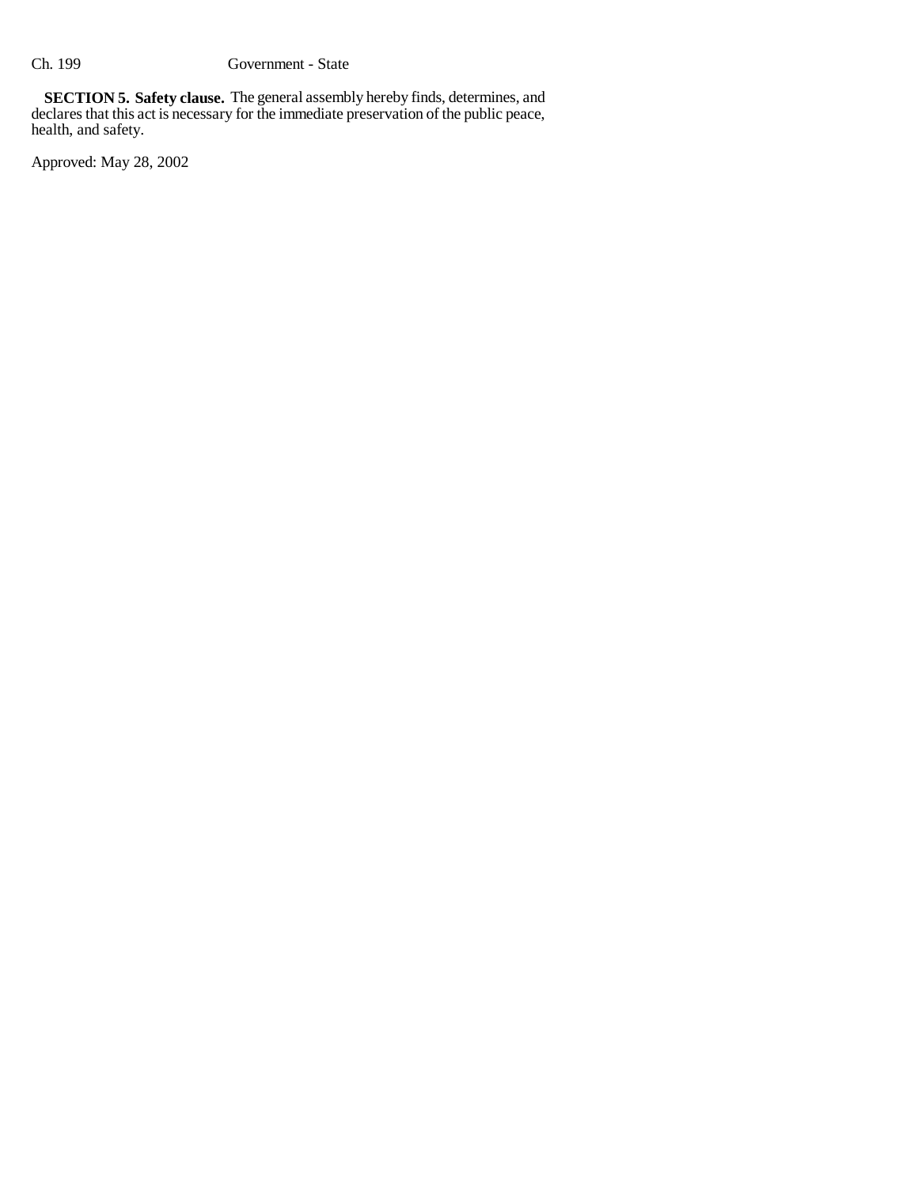**SECTION 5. Safety clause.** The general assembly hereby finds, determines, and declares that this act is necessary for the immediate preservation of the public peace, health, and safety.

Approved: May 28, 2002